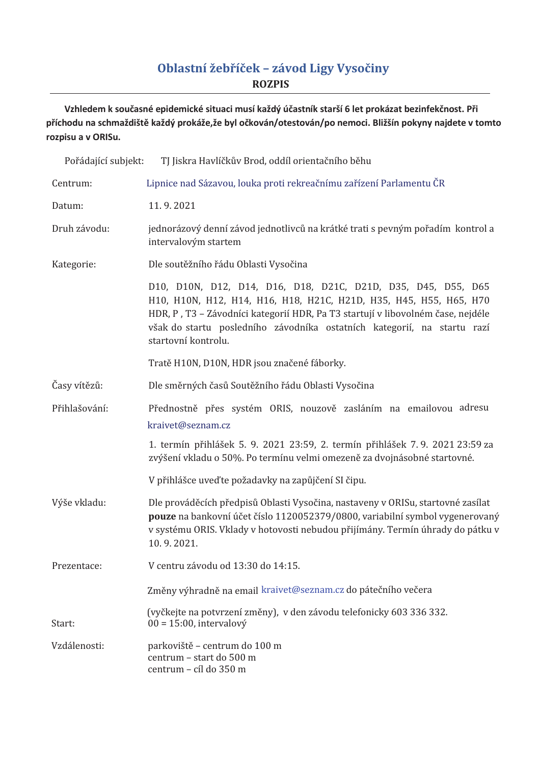# Oblastní žebříček – závod Ligy Vysočiny

## ROZPIS

**Vzhledem k současné epidemické situaci musí každý účastník starší 6 let prokázat bezinfekčnost. Při příchodu na schmaždiště každý prokáže,že byl očkován/otestován/po nemoci. Bližšín pokyny najdete v tomto rozpisu a v ORISu.**

Pořádající subjekt: TJ Jiskra Havlíčkův Brod, oddíl orientačního běhu

Centrum: Lipnice nad Sázavou, louka proti rekreačnímu zařízení Parlamentu ČR

Datum: 11. 9. 2021

Druh závodu: jednorázový denní závod jednotlivců na krátké trati s pevným pořadím kontrol a intervalovým startem

Kategorie: Dle soutěžního řádu Oblasti Vysočina

D10, D10N, D12, D14, D16, D18, D21C, D21D, D35, D45, D55, D65 H10, H10N, H12, H14, H16, H18, H21C, H21D, H35, H45, H55, H65, H70 HDR, P , T3 – Závodníci kategorií HDR, Pa T3 startují v libovolném čase, nejdéle však do startu posledního závodníka ostatních kategorií, na startu razí startovní kontrolu.

Tratě H10N, D10N, HDR jsou značené fáborky.

Časy vítězů: Dle směrných časů Soutěžního řádu Oblasti Vysočina

Přihlašování: Přednostně přes systém ORIS, nouzově zasláním na emailovou adresu kraivet@seznam.cz

1. termín přihlášek 5. 9. 2021 23:59, 2. termín přihlášek 7. 9. 2021 23:59 za zvýšení vkladu o 50%. Po termínu velmi omezeně za dvojnásobné startovné.

V přihlášce uveďte požadavky na zapůjčení SI čipu.

Výše vkladu: Dle prováděcích předpisů Oblasti Vysočina, nastaveny v ORISu, startovné zasílat **pouze** na bankovní účet číslo 1120052379/0800, variabilní symbol vygenerovaný v systému ORIS. Vklady v hotovosti nebudou přijímány. Termín úhrady do pátku v 10. 9. 2021.

Prezentace: V centru závodu od 13:30 do 14:15.

Změny výhradně na email kraivet@seznam.cz do pátečního večera (vyčkejte na potvrzení změny), v den závodu telefonicky 603 336 332.

Start: 00 = 15:00, intervalový

Vzdálenosti:
parkoviště – centrum do 100 m
centrum – start do 500 m
centrum – cíl do 350 m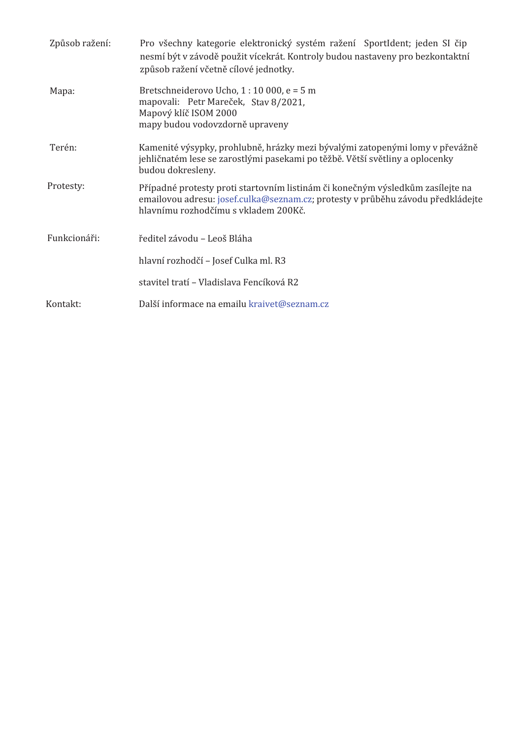| | |
|---|---|
| Způsob ražení: | Pro všechny kategorie elektronický systém ražení SportIdent; jeden SI čip nesmí být v závodě použit vícekrát. Kontroly budou nastaveny pro bezkontaktní způsob ražení včetně cílové jednotky. |
| Mapa: | Bretschneiderovo Ucho, 1 : 10 000, e = 5 m<br>mapovali: Petr Mareček, Stav 8/2021,<br>Mapový klíč ISOM 2000<br>mapy budou vodovzdorně upraveny |
| Terén: | Kamenité výsypky, prohlubně, hrázky mezi bývalými zatopenými lomy v převážně jehličnatém lese se zarostlými pasekami po těžbě. Větší světliny a oplocenky budou dokresleny. |
| Protesty: | Případné protesty proti startovním listinám či konečným výsledkům zasílejte na emailovou adresu: josef.culka@seznam.cz; protesty v průběhu závodu předkládejte hlavnímu rozhodčímu s vkladem 200Kč. |
| Funkcionáři: | ředitel závodu – Leoš Bláha<br>hlavní rozhodčí – Josef Culka ml. R3<br>stavitel tratí – Vladislava Fencíková R2 |
| Kontakt: | Další informace na emailu kraivet@seznam.cz |